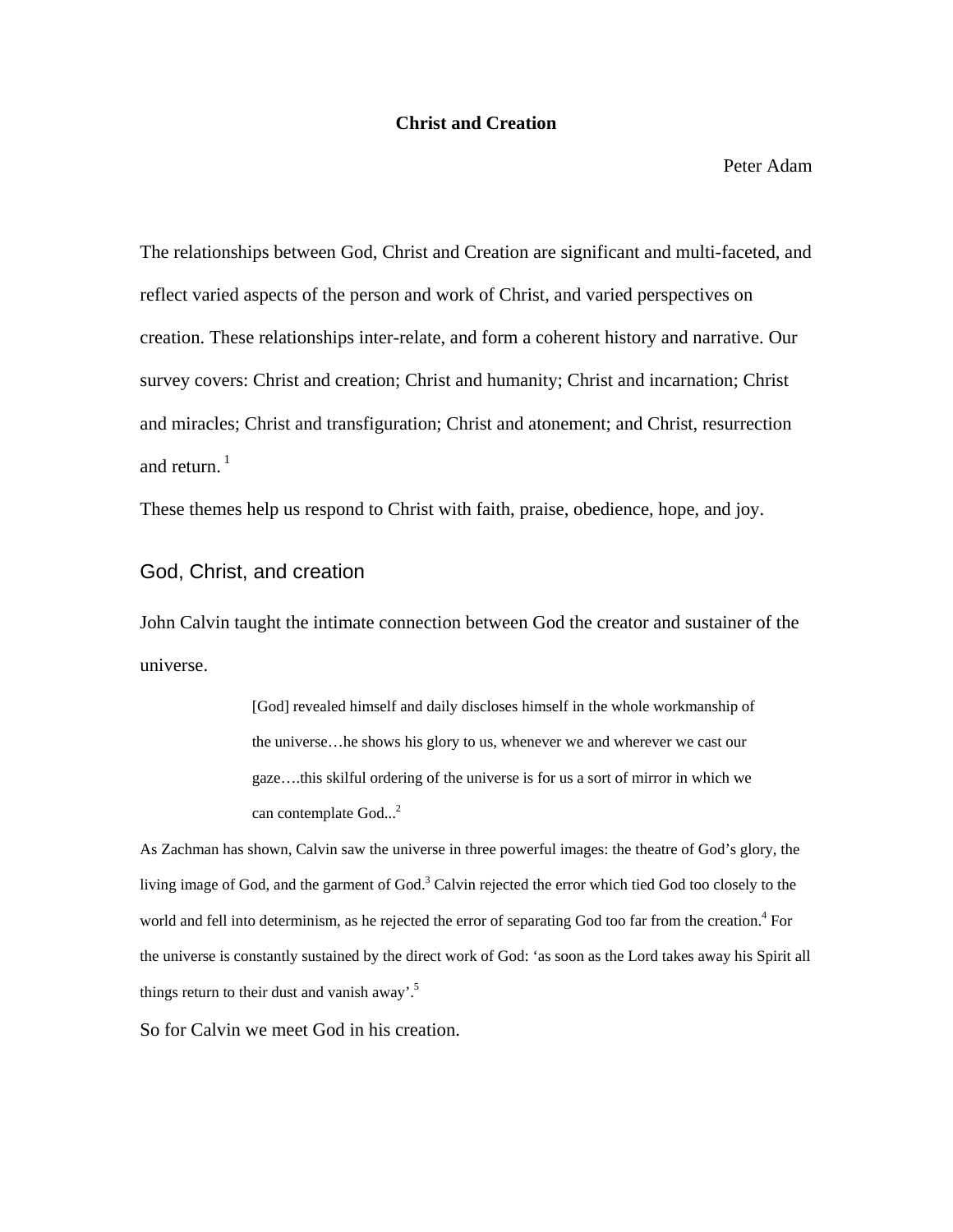# Christ and Creation

Peter Adam

The relationships between God, Christ and Creation are significant and multi-faceted, and reflect varied aspects of the person and work of Christ, and varied perspectives on creation. These relationships inter-relate, and form a coherent history and narrative. Our survey covers: Christ and creation; Christ and humanity; Christ and incarnation; Christ and miracles; Christ and transfiguration; Christ and atonement; and Christ, resurrection and return. [1]

These themes help us respond to Christ with faith, praise, obedience, hope, and joy.

## God, Christ, and creation

John Calvin taught the intimate connection between God the creator and sustainer of the universe.

> [God] revealed himself and daily discloses himself in the whole workmanship of the universe…he shows his glory to us, whenever we and wherever we cast our gaze….this skilful ordering of the universe is for us a sort of mirror in which we can contemplate God...[2]

As Zachman has shown, Calvin saw the universe in three powerful images: the theatre of God's glory, the living image of God, and the garment of God.[3] Calvin rejected the error which tied God too closely to the world and fell into determinism, as he rejected the error of separating God too far from the creation.[4] For the universe is constantly sustained by the direct work of God: 'as soon as the Lord takes away his Spirit all things return to their dust and vanish away'.[5]

So for Calvin we meet God in his creation.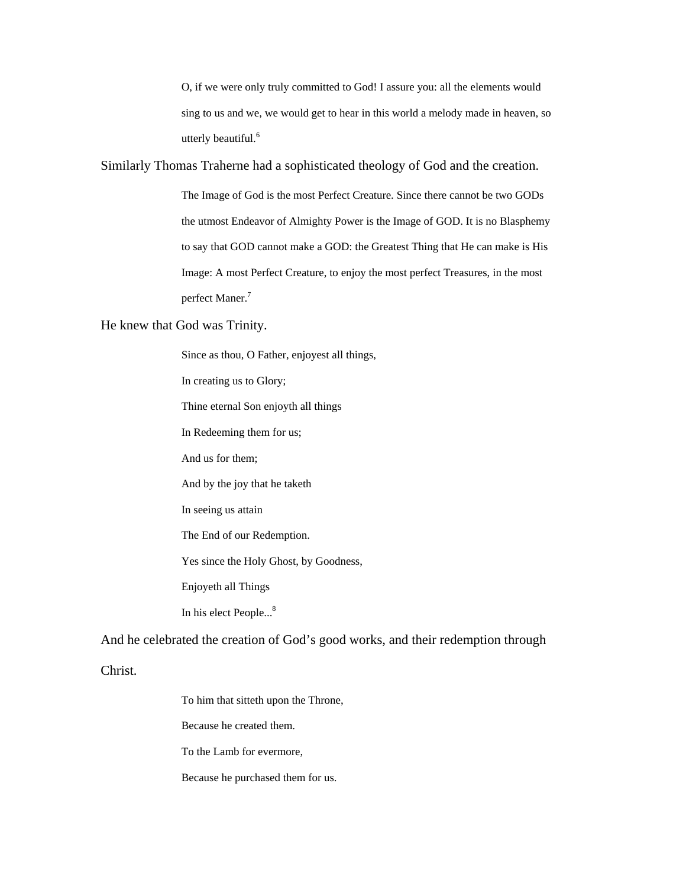> O, if we were only truly committed to God! I assure you: all the elements would sing to us and we, we would get to hear in this world a melody made in heaven, so utterly beautiful.[6]

Similarly Thomas Traherne had a sophisticated theology of God and the creation.

> The Image of God is the most Perfect Creature. Since there cannot be two GODs the utmost Endeavor of Almighty Power is the Image of GOD. It is no Blasphemy to say that GOD cannot make a GOD: the Greatest Thing that He can make is His Image: A most Perfect Creature, to enjoy the most perfect Treasures, in the most perfect Maner.[7]

He knew that God was Trinity.

> Since as thou, O Father, enjoyest all things,
>
> In creating us to Glory;
>
> Thine eternal Son enjoyth all things
>
> In Redeeming them for us;
>
> And us for them;
>
> And by the joy that he taketh
>
> In seeing us attain
>
> The End of our Redemption.
>
> Yes since the Holy Ghost, by Goodness,
>
> Enjoyeth all Things
>
> In his elect People...[8]

And he celebrated the creation of God's good works, and their redemption through Christ.

> To him that sitteth upon the Throne,
>
> Because he created them.
>
> To the Lamb for evermore,
>
> Because he purchased them for us.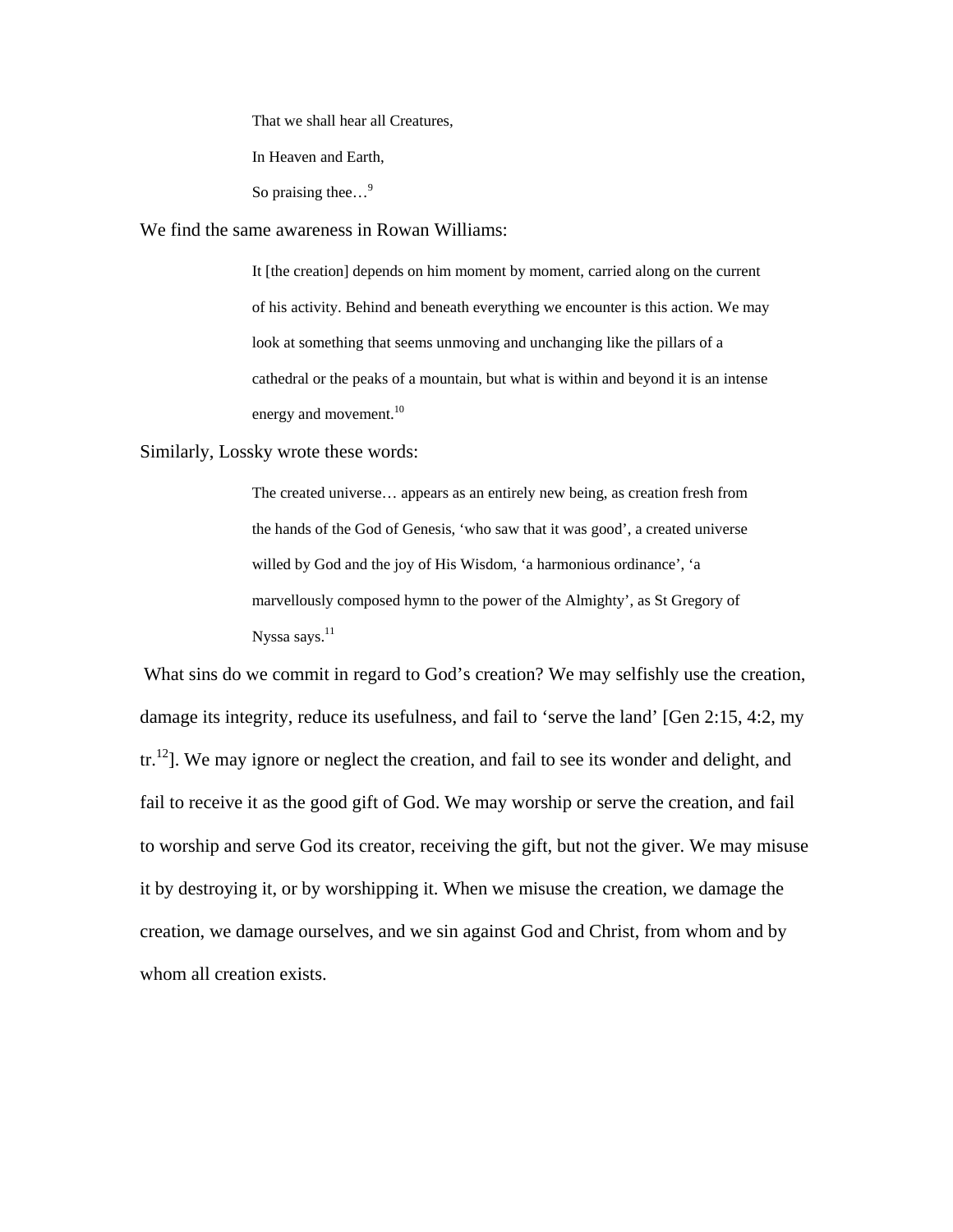> That we shall hear all Creatures,
>
> In Heaven and Earth,
>
> So praising thee…[9]

We find the same awareness in Rowan Williams:

> It [the creation] depends on him moment by moment, carried along on the current of his activity. Behind and beneath everything we encounter is this action. We may look at something that seems unmoving and unchanging like the pillars of a cathedral or the peaks of a mountain, but what is within and beyond it is an intense energy and movement.[10]

Similarly, Lossky wrote these words:

> The created universe… appears as an entirely new being, as creation fresh from the hands of the God of Genesis, 'who saw that it was good', a created universe willed by God and the joy of His Wisdom, 'a harmonious ordinance', 'a marvellously composed hymn to the power of the Almighty', as St Gregory of Nyssa says.[11]

What sins do we commit in regard to God's creation? We may selfishly use the creation, damage its integrity, reduce its usefulness, and fail to 'serve the land' [Gen 2:15, 4:2, my tr.[12]]. We may ignore or neglect the creation, and fail to see its wonder and delight, and fail to receive it as the good gift of God. We may worship or serve the creation, and fail to worship and serve God its creator, receiving the gift, but not the giver. We may misuse it by destroying it, or by worshipping it. When we misuse the creation, we damage the creation, we damage ourselves, and we sin against God and Christ, from whom and by whom all creation exists.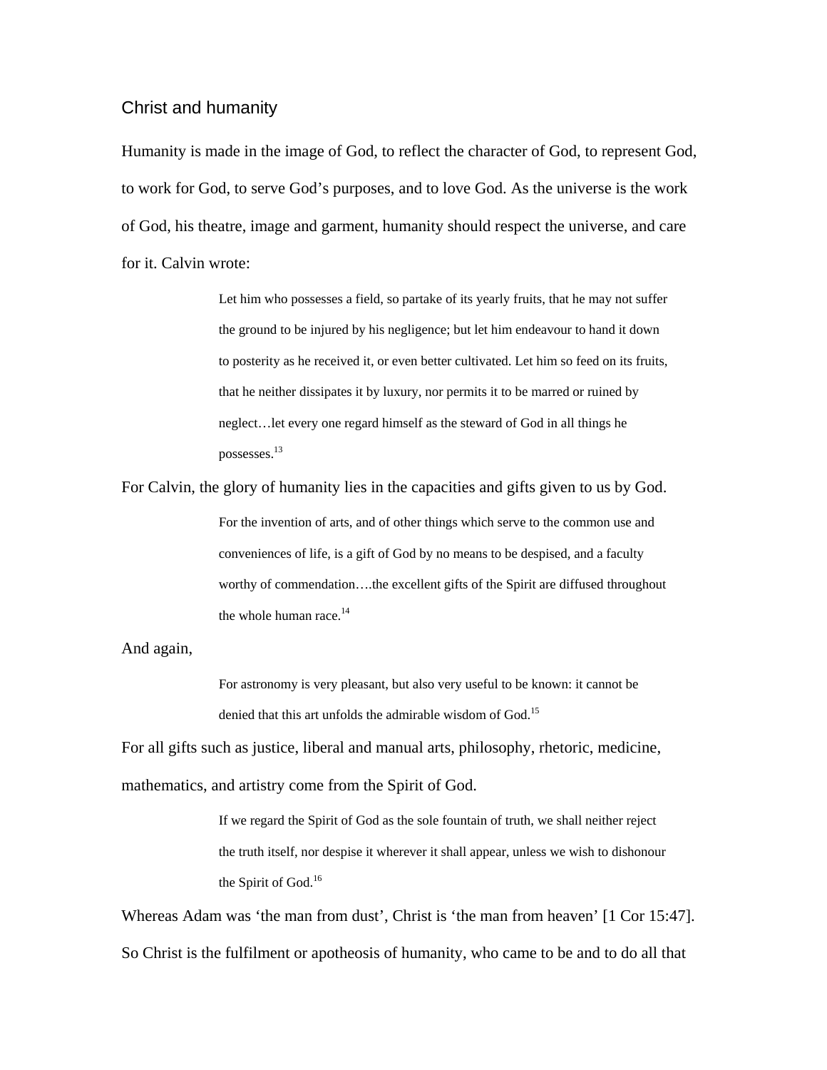## Christ and humanity

Humanity is made in the image of God, to reflect the character of God, to represent God, to work for God, to serve God's purposes, and to love God. As the universe is the work of God, his theatre, image and garment, humanity should respect the universe, and care for it. Calvin wrote:

> Let him who possesses a field, so partake of its yearly fruits, that he may not suffer the ground to be injured by his negligence; but let him endeavour to hand it down to posterity as he received it, or even better cultivated. Let him so feed on its fruits, that he neither dissipates it by luxury, nor permits it to be marred or ruined by neglect…let every one regard himself as the steward of God in all things he possesses.[13]

For Calvin, the glory of humanity lies in the capacities and gifts given to us by God.

> For the invention of arts, and of other things which serve to the common use and conveniences of life, is a gift of God by no means to be despised, and a faculty worthy of commendation….the excellent gifts of the Spirit are diffused throughout the whole human race.[14]

And again,

> For astronomy is very pleasant, but also very useful to be known: it cannot be denied that this art unfolds the admirable wisdom of God.[15]

For all gifts such as justice, liberal and manual arts, philosophy, rhetoric, medicine, mathematics, and artistry come from the Spirit of God.

> If we regard the Spirit of God as the sole fountain of truth, we shall neither reject the truth itself, nor despise it wherever it shall appear, unless we wish to dishonour the Spirit of God.[16]

Whereas Adam was 'the man from dust', Christ is 'the man from heaven' [1 Cor 15:47]. So Christ is the fulfilment or apotheosis of humanity, who came to be and to do all that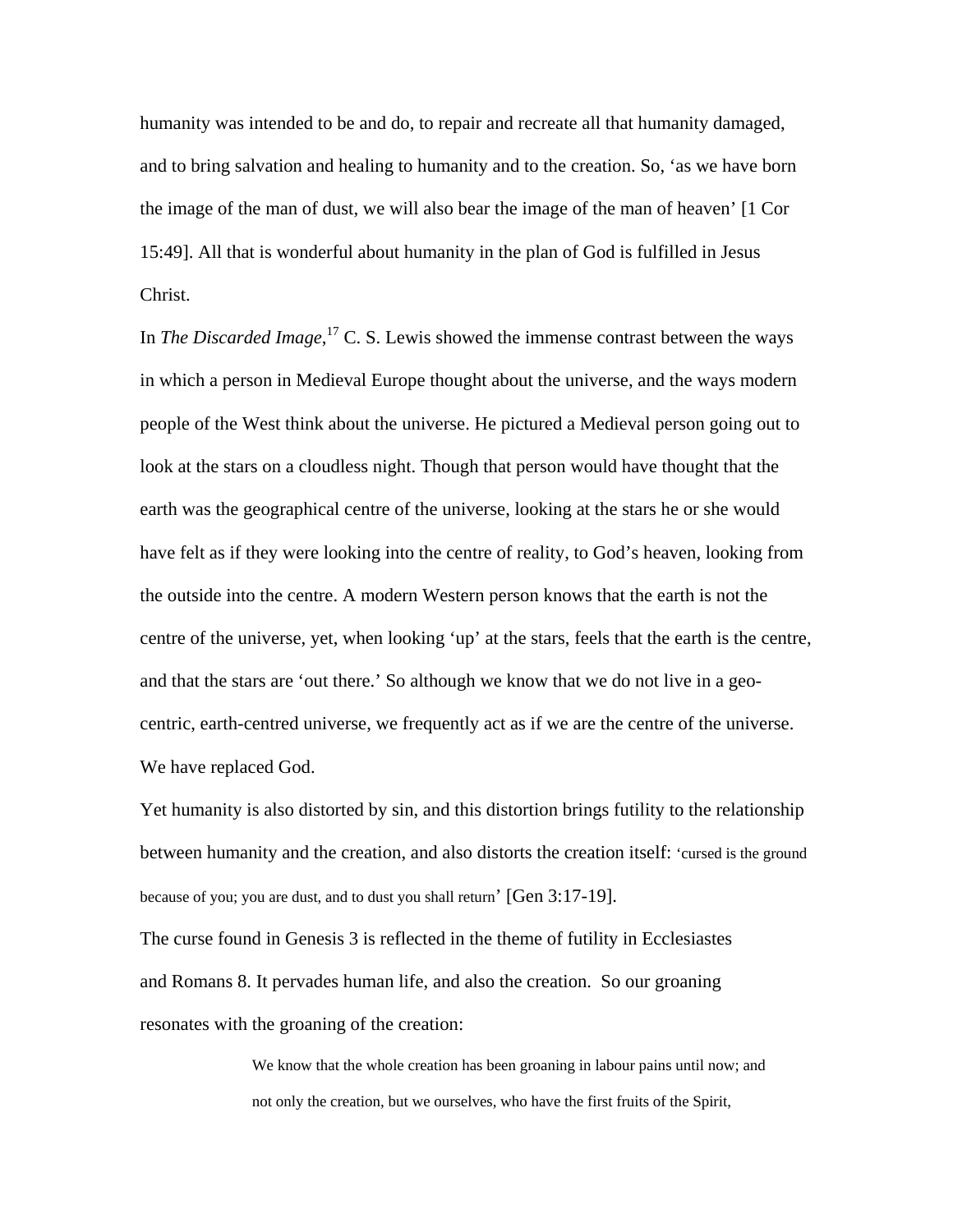humanity was intended to be and do, to repair and recreate all that humanity damaged, and to bring salvation and healing to humanity and to the creation. So, 'as we have born the image of the man of dust, we will also bear the image of the man of heaven' [1 Cor 15:49]. All that is wonderful about humanity in the plan of God is fulfilled in Jesus Christ.

In *The Discarded Image*,[17] C. S. Lewis showed the immense contrast between the ways in which a person in Medieval Europe thought about the universe, and the ways modern people of the West think about the universe. He pictured a Medieval person going out to look at the stars on a cloudless night. Though that person would have thought that the earth was the geographical centre of the universe, looking at the stars he or she would have felt as if they were looking into the centre of reality, to God's heaven, looking from the outside into the centre. A modern Western person knows that the earth is not the centre of the universe, yet, when looking 'up' at the stars, feels that the earth is the centre, and that the stars are 'out there.' So although we know that we do not live in a geo-centric, earth-centred universe, we frequently act as if we are the centre of the universe. We have replaced God.

Yet humanity is also distorted by sin, and this distortion brings futility to the relationship between humanity and the creation, and also distorts the creation itself: 'cursed is the ground because of you; you are dust, and to dust you shall return' [Gen 3:17-19].

The curse found in Genesis 3 is reflected in the theme of futility in Ecclesiastes and Romans 8. It pervades human life, and also the creation. So our groaning resonates with the groaning of the creation:

> We know that the whole creation has been groaning in labour pains until now; and not only the creation, but we ourselves, who have the first fruits of the Spirit,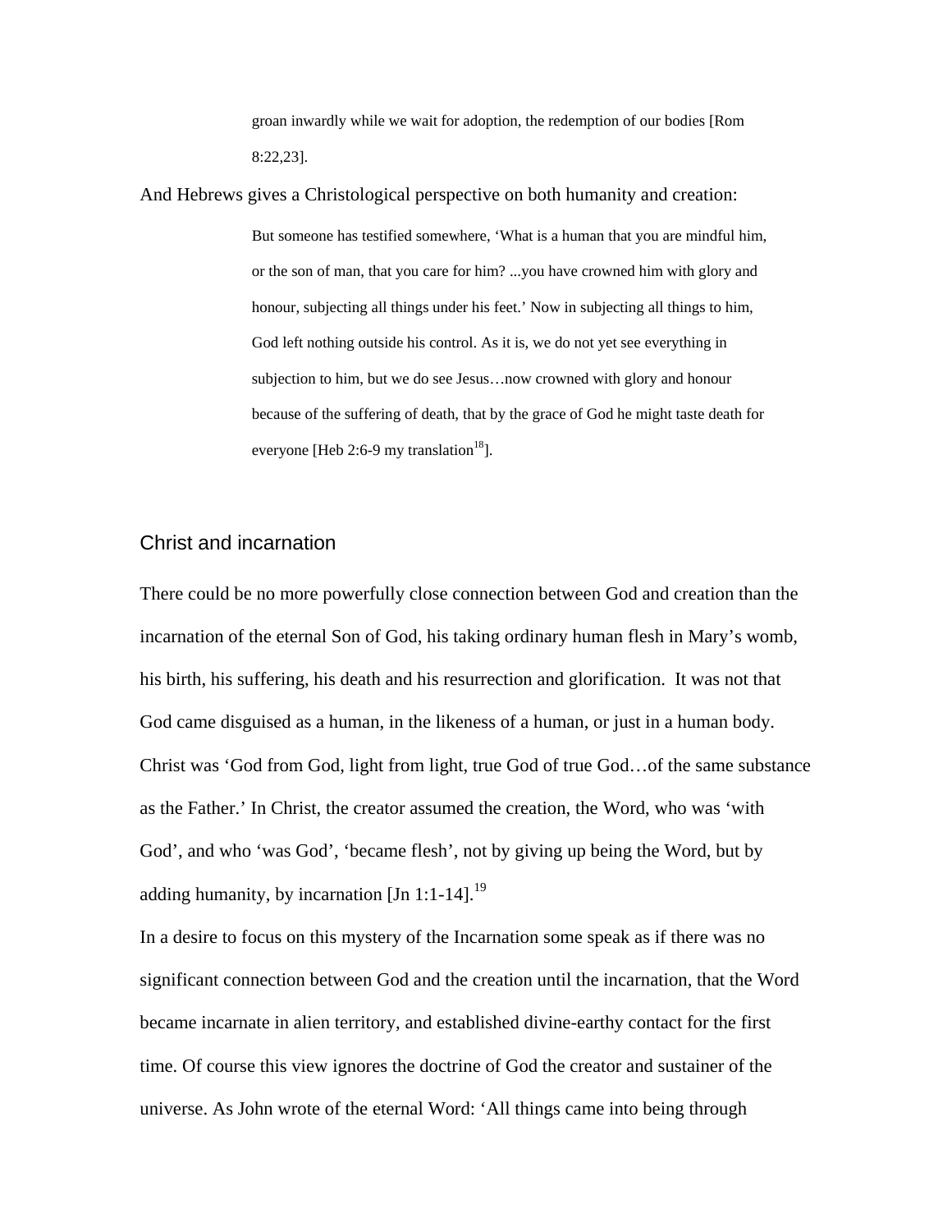> groan inwardly while we wait for adoption, the redemption of our bodies [Rom 8:22,23].

And Hebrews gives a Christological perspective on both humanity and creation:

> But someone has testified somewhere, 'What is a human that you are mindful him, or the son of man, that you care for him? ...you have crowned him with glory and honour, subjecting all things under his feet.' Now in subjecting all things to him, God left nothing outside his control. As it is, we do not yet see everything in subjection to him, but we do see Jesus…now crowned with glory and honour because of the suffering of death, that by the grace of God he might taste death for everyone [Heb 2:6-9 my translation[18]].

## Christ and incarnation

There could be no more powerfully close connection between God and creation than the incarnation of the eternal Son of God, his taking ordinary human flesh in Mary's womb, his birth, his suffering, his death and his resurrection and glorification. It was not that God came disguised as a human, in the likeness of a human, or just in a human body. Christ was 'God from God, light from light, true God of true God…of the same substance as the Father.' In Christ, the creator assumed the creation, the Word, who was 'with God', and who 'was God', 'became flesh', not by giving up being the Word, but by adding humanity, by incarnation [Jn 1:1-14].[19]

In a desire to focus on this mystery of the Incarnation some speak as if there was no significant connection between God and the creation until the incarnation, that the Word became incarnate in alien territory, and established divine-earthy contact for the first time. Of course this view ignores the doctrine of God the creator and sustainer of the universe. As John wrote of the eternal Word: 'All things came into being through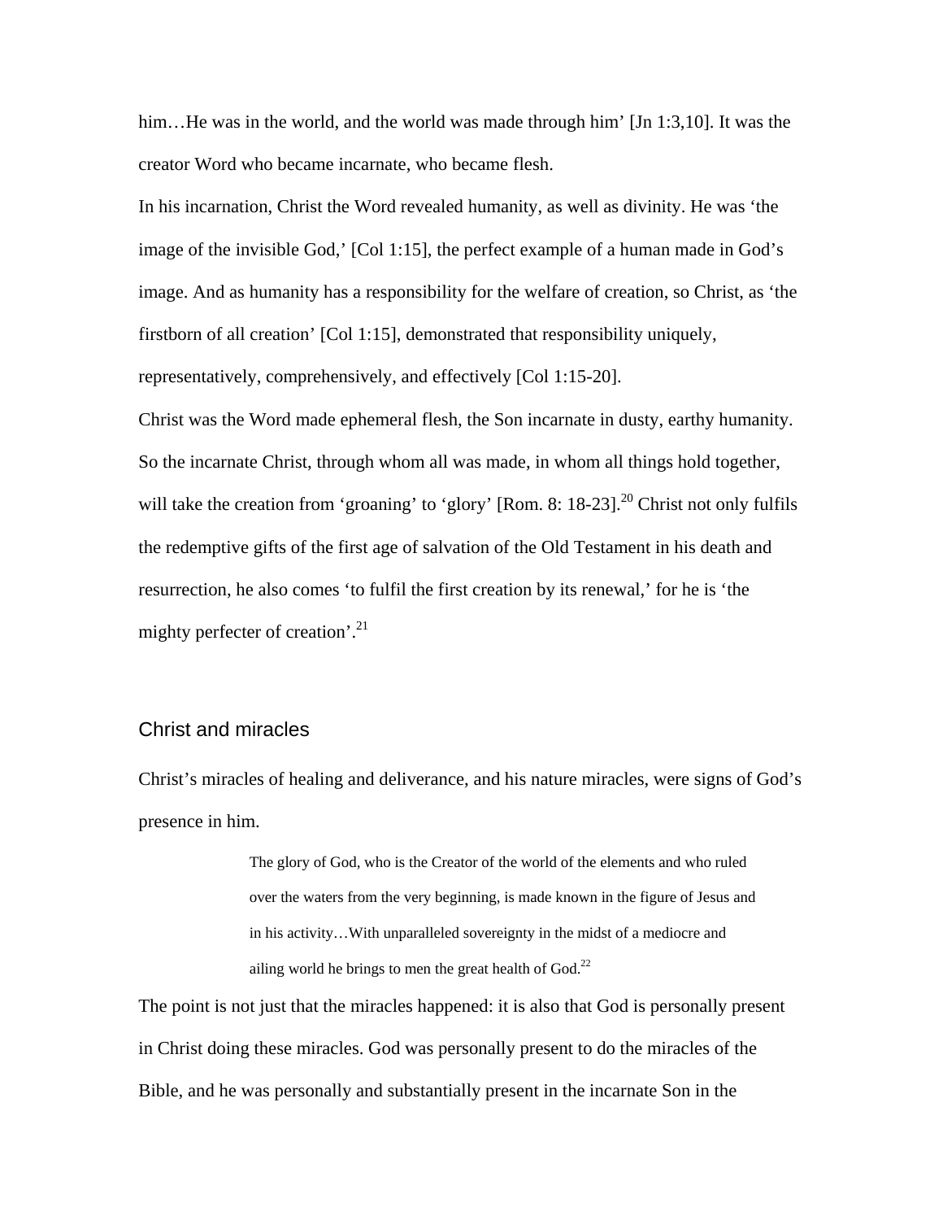him…He was in the world, and the world was made through him' [Jn 1:3,10]. It was the creator Word who became incarnate, who became flesh.

In his incarnation, Christ the Word revealed humanity, as well as divinity. He was 'the image of the invisible God,' [Col 1:15], the perfect example of a human made in God's image. And as humanity has a responsibility for the welfare of creation, so Christ, as 'the firstborn of all creation' [Col 1:15], demonstrated that responsibility uniquely, representatively, comprehensively, and effectively [Col 1:15-20].

Christ was the Word made ephemeral flesh, the Son incarnate in dusty, earthy humanity. So the incarnate Christ, through whom all was made, in whom all things hold together, will take the creation from 'groaning' to 'glory' [Rom. 8: 18-23].[20] Christ not only fulfils the redemptive gifts of the first age of salvation of the Old Testament in his death and resurrection, he also comes 'to fulfil the first creation by its renewal,' for he is 'the mighty perfecter of creation'.[21]

## Christ and miracles

Christ's miracles of healing and deliverance, and his nature miracles, were signs of God's presence in him.

> The glory of God, who is the Creator of the world of the elements and who ruled over the waters from the very beginning, is made known in the figure of Jesus and in his activity…With unparalleled sovereignty in the midst of a mediocre and ailing world he brings to men the great health of God.[22]

The point is not just that the miracles happened: it is also that God is personally present in Christ doing these miracles. God was personally present to do the miracles of the Bible, and he was personally and substantially present in the incarnate Son in the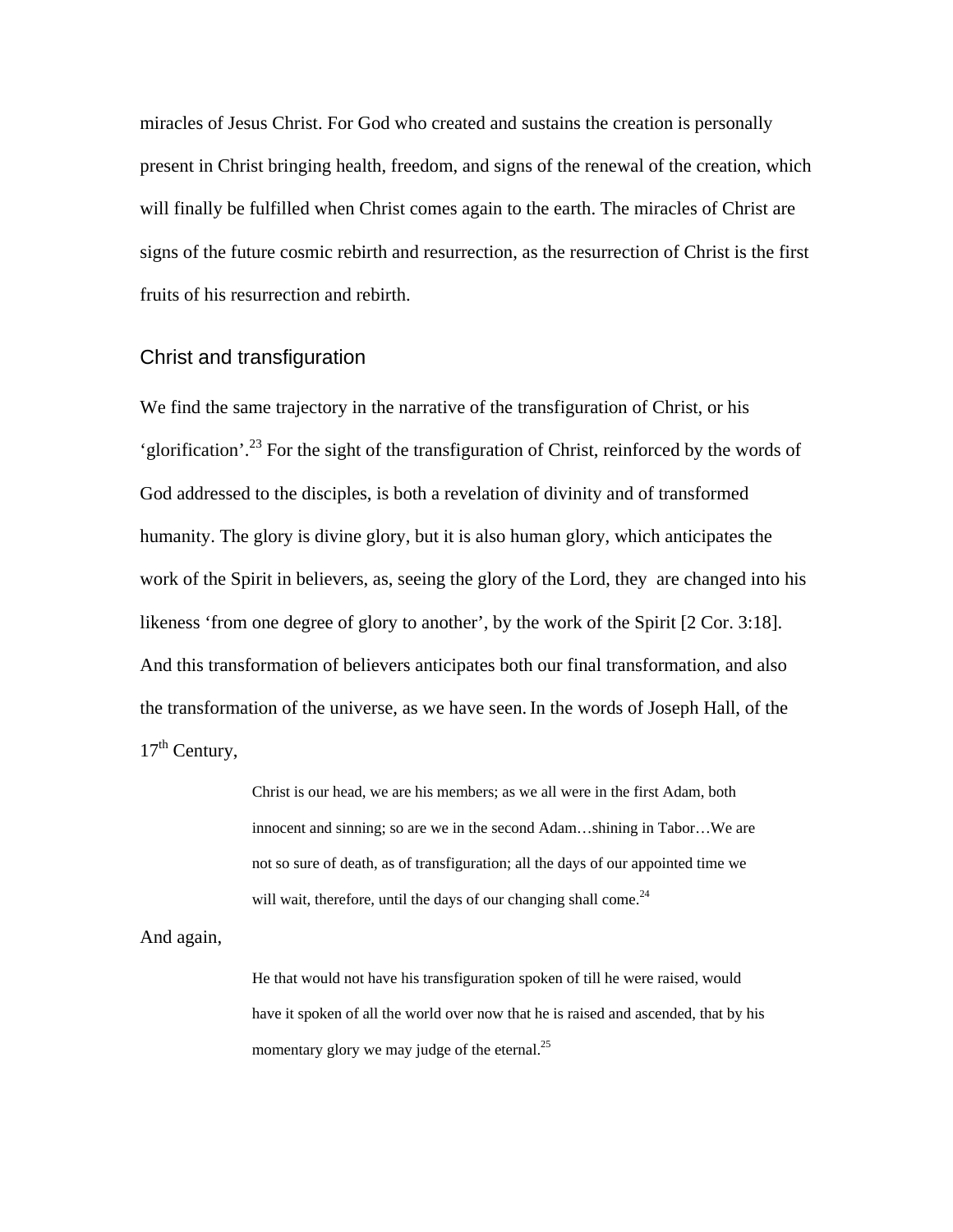miracles of Jesus Christ. For God who created and sustains the creation is personally present in Christ bringing health, freedom, and signs of the renewal of the creation, which will finally be fulfilled when Christ comes again to the earth. The miracles of Christ are signs of the future cosmic rebirth and resurrection, as the resurrection of Christ is the first fruits of his resurrection and rebirth.

## Christ and transfiguration

We find the same trajectory in the narrative of the transfiguration of Christ, or his 'glorification'.[23] For the sight of the transfiguration of Christ, reinforced by the words of God addressed to the disciples, is both a revelation of divinity and of transformed humanity. The glory is divine glory, but it is also human glory, which anticipates the work of the Spirit in believers, as, seeing the glory of the Lord, they are changed into his likeness 'from one degree of glory to another', by the work of the Spirit [2 Cor. 3:18]. And this transformation of believers anticipates both our final transformation, and also the transformation of the universe, as we have seen. In the words of Joseph Hall, of the 17th Century,

> Christ is our head, we are his members; as we all were in the first Adam, both innocent and sinning; so are we in the second Adam…shining in Tabor…We are not so sure of death, as of transfiguration; all the days of our appointed time we will wait, therefore, until the days of our changing shall come.[24]

And again,

> He that would not have his transfiguration spoken of till he were raised, would have it spoken of all the world over now that he is raised and ascended, that by his momentary glory we may judge of the eternal.[25]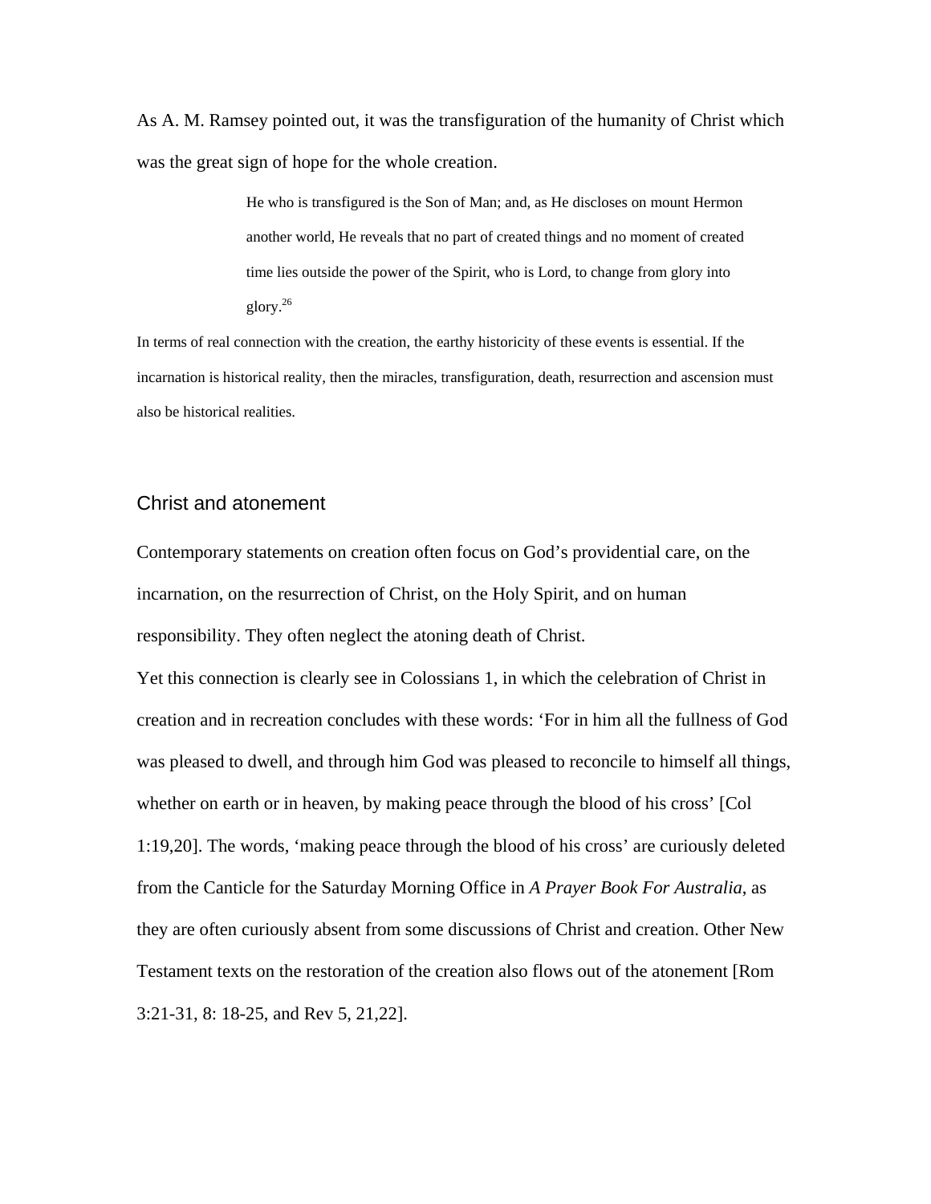As A. M. Ramsey pointed out, it was the transfiguration of the humanity of Christ which was the great sign of hope for the whole creation.

> He who is transfigured is the Son of Man; and, as He discloses on mount Hermon another world, He reveals that no part of created things and no moment of created time lies outside the power of the Spirit, who is Lord, to change from glory into glory.[26]

In terms of real connection with the creation, the earthy historicity of these events is essential. If the incarnation is historical reality, then the miracles, transfiguration, death, resurrection and ascension must also be historical realities.

## Christ and atonement

Contemporary statements on creation often focus on God's providential care, on the incarnation, on the resurrection of Christ, on the Holy Spirit, and on human responsibility. They often neglect the atoning death of Christ.

Yet this connection is clearly see in Colossians 1, in which the celebration of Christ in creation and in recreation concludes with these words: 'For in him all the fullness of God was pleased to dwell, and through him God was pleased to reconcile to himself all things, whether on earth or in heaven, by making peace through the blood of his cross' [Col 1:19,20]. The words, 'making peace through the blood of his cross' are curiously deleted from the Canticle for the Saturday Morning Office in *A Prayer Book For Australia*, as they are often curiously absent from some discussions of Christ and creation. Other New Testament texts on the restoration of the creation also flows out of the atonement [Rom 3:21-31, 8: 18-25, and Rev 5, 21,22].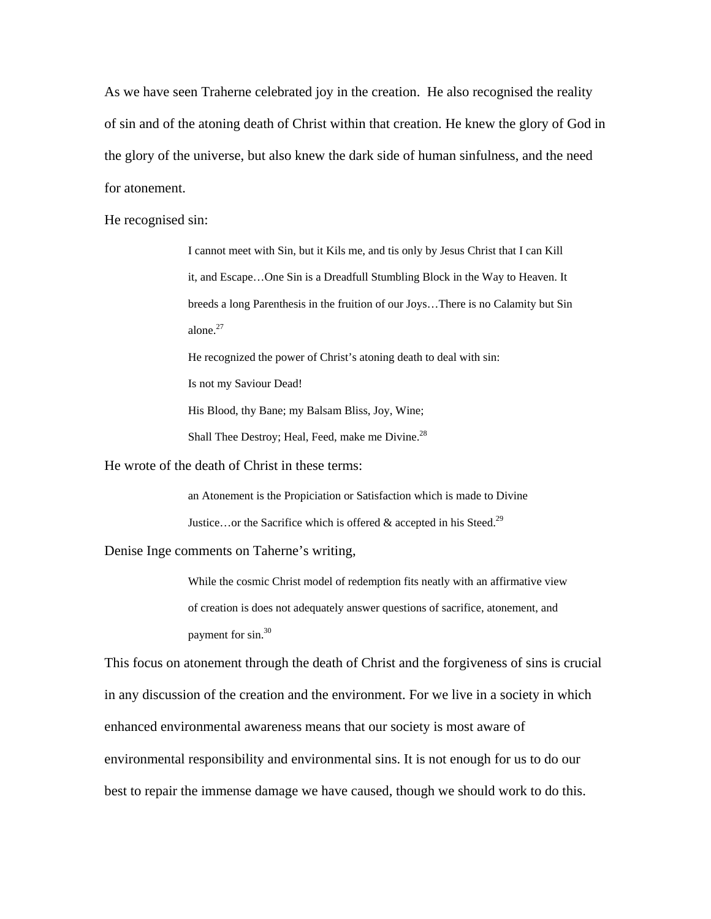As we have seen Traherne celebrated joy in the creation. He also recognised the reality of sin and of the atoning death of Christ within that creation. He knew the glory of God in the glory of the universe, but also knew the dark side of human sinfulness, and the need for atonement.

He recognised sin:

> I cannot meet with Sin, but it Kils me, and tis only by Jesus Christ that I can Kill it, and Escape…One Sin is a Dreadfull Stumbling Block in the Way to Heaven. It breeds a long Parenthesis in the fruition of our Joys…There is no Calamity but Sin alone.[27]
>
> He recognized the power of Christ's atoning death to deal with sin:
>
> Is not my Saviour Dead!
>
> His Blood, thy Bane; my Balsam Bliss, Joy, Wine;
>
> Shall Thee Destroy; Heal, Feed, make me Divine.[28]

He wrote of the death of Christ in these terms:

> an Atonement is the Propiciation or Satisfaction which is made to Divine Justice…or the Sacrifice which is offered & accepted in his Steed.[29]

Denise Inge comments on Taherne's writing,

> While the cosmic Christ model of redemption fits neatly with an affirmative view of creation is does not adequately answer questions of sacrifice, atonement, and payment for sin.[30]

This focus on atonement through the death of Christ and the forgiveness of sins is crucial in any discussion of the creation and the environment. For we live in a society in which enhanced environmental awareness means that our society is most aware of environmental responsibility and environmental sins. It is not enough for us to do our best to repair the immense damage we have caused, though we should work to do this.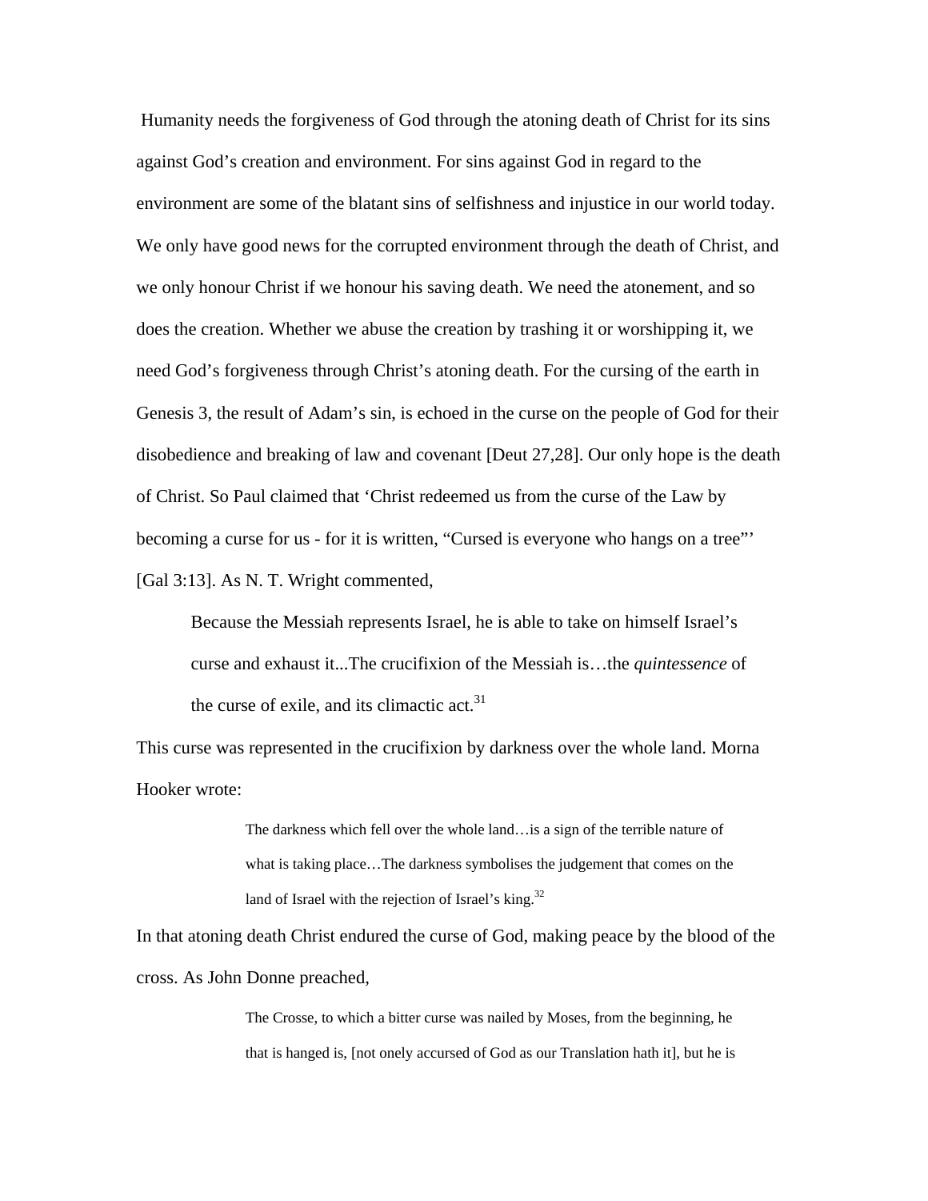Humanity needs the forgiveness of God through the atoning death of Christ for its sins against God's creation and environment. For sins against God in regard to the environment are some of the blatant sins of selfishness and injustice in our world today. We only have good news for the corrupted environment through the death of Christ, and we only honour Christ if we honour his saving death. We need the atonement, and so does the creation. Whether we abuse the creation by trashing it or worshipping it, we need God's forgiveness through Christ's atoning death. For the cursing of the earth in Genesis 3, the result of Adam's sin, is echoed in the curse on the people of God for their disobedience and breaking of law and covenant [Deut 27,28]. Our only hope is the death of Christ. So Paul claimed that 'Christ redeemed us from the curse of the Law by becoming a curse for us - for it is written, "Cursed is everyone who hangs on a tree"' [Gal 3:13]. As N. T. Wright commented,

> Because the Messiah represents Israel, he is able to take on himself Israel's curse and exhaust it...The crucifixion of the Messiah is…the *quintessence* of the curse of exile, and its climactic act.[31]

This curse was represented in the crucifixion by darkness over the whole land. Morna Hooker wrote:

> The darkness which fell over the whole land…is a sign of the terrible nature of what is taking place…The darkness symbolises the judgement that comes on the land of Israel with the rejection of Israel's king.[32]

In that atoning death Christ endured the curse of God, making peace by the blood of the cross. As John Donne preached,

> The Crosse, to which a bitter curse was nailed by Moses, from the beginning, he that is hanged is, [not onely accursed of God as our Translation hath it], but he is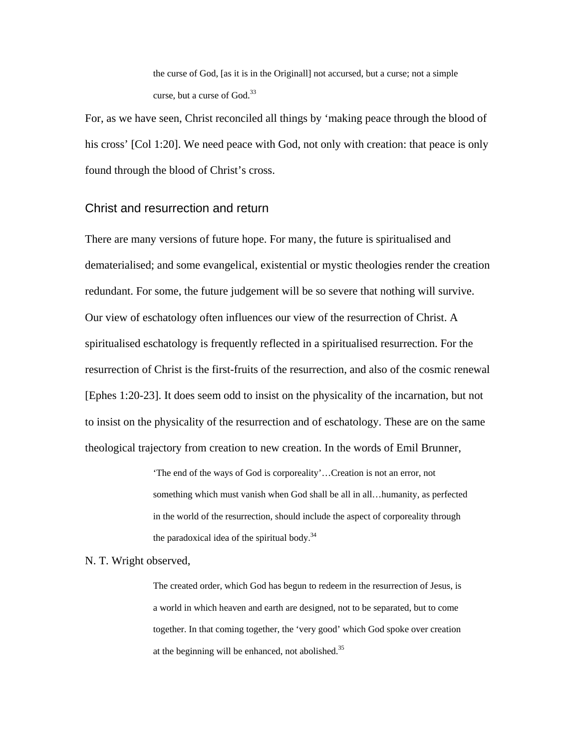> the curse of God, [as it is in the Originall] not accursed, but a curse; not a simple curse, but a curse of God.[33]

For, as we have seen, Christ reconciled all things by 'making peace through the blood of his cross' [Col 1:20]. We need peace with God, not only with creation: that peace is only found through the blood of Christ's cross.

## Christ and resurrection and return

There are many versions of future hope. For many, the future is spiritualised and dematerialised; and some evangelical, existential or mystic theologies render the creation redundant. For some, the future judgement will be so severe that nothing will survive. Our view of eschatology often influences our view of the resurrection of Christ. A spiritualised eschatology is frequently reflected in a spiritualised resurrection. For the resurrection of Christ is the first-fruits of the resurrection, and also of the cosmic renewal [Ephes 1:20-23]. It does seem odd to insist on the physicality of the incarnation, but not to insist on the physicality of the resurrection and of eschatology. These are on the same theological trajectory from creation to new creation. In the words of Emil Brunner,

> 'The end of the ways of God is corporeality'…Creation is not an error, not something which must vanish when God shall be all in all…humanity, as perfected in the world of the resurrection, should include the aspect of corporeality through the paradoxical idea of the spiritual body.[34]

N. T. Wright observed,

> The created order, which God has begun to redeem in the resurrection of Jesus, is a world in which heaven and earth are designed, not to be separated, but to come together. In that coming together, the 'very good' which God spoke over creation at the beginning will be enhanced, not abolished.[35]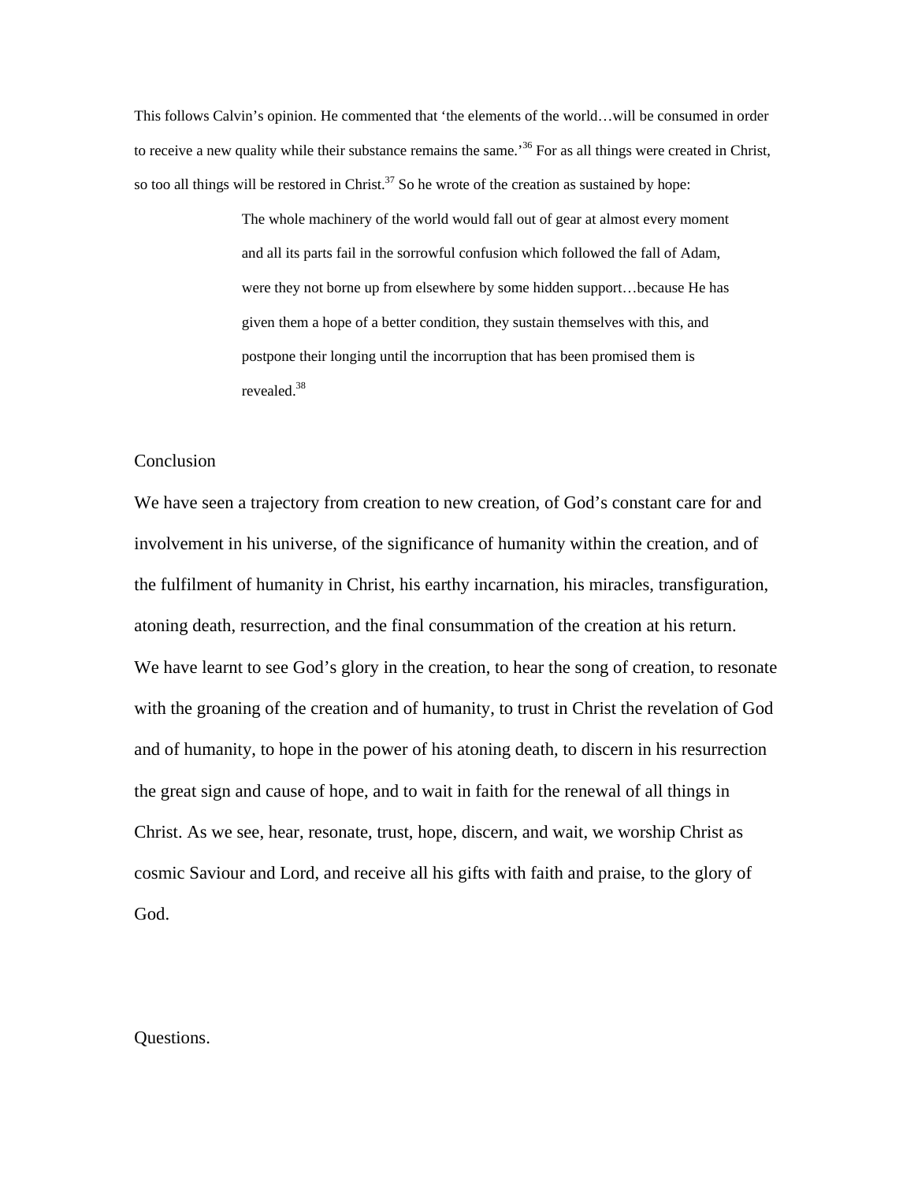This follows Calvin's opinion. He commented that 'the elements of the world…will be consumed in order to receive a new quality while their substance remains the same.'[36] For as all things were created in Christ, so too all things will be restored in Christ.[37] So he wrote of the creation as sustained by hope:

> The whole machinery of the world would fall out of gear at almost every moment and all its parts fail in the sorrowful confusion which followed the fall of Adam, were they not borne up from elsewhere by some hidden support…because He has given them a hope of a better condition, they sustain themselves with this, and postpone their longing until the incorruption that has been promised them is revealed.[38]

## Conclusion

We have seen a trajectory from creation to new creation, of God's constant care for and involvement in his universe, of the significance of humanity within the creation, and of the fulfilment of humanity in Christ, his earthy incarnation, his miracles, transfiguration, atoning death, resurrection, and the final consummation of the creation at his return. We have learnt to see God's glory in the creation, to hear the song of creation, to resonate with the groaning of the creation and of humanity, to trust in Christ the revelation of God and of humanity, to hope in the power of his atoning death, to discern in his resurrection the great sign and cause of hope, and to wait in faith for the renewal of all things in Christ. As we see, hear, resonate, trust, hope, discern, and wait, we worship Christ as cosmic Saviour and Lord, and receive all his gifts with faith and praise, to the glory of God.

## Questions.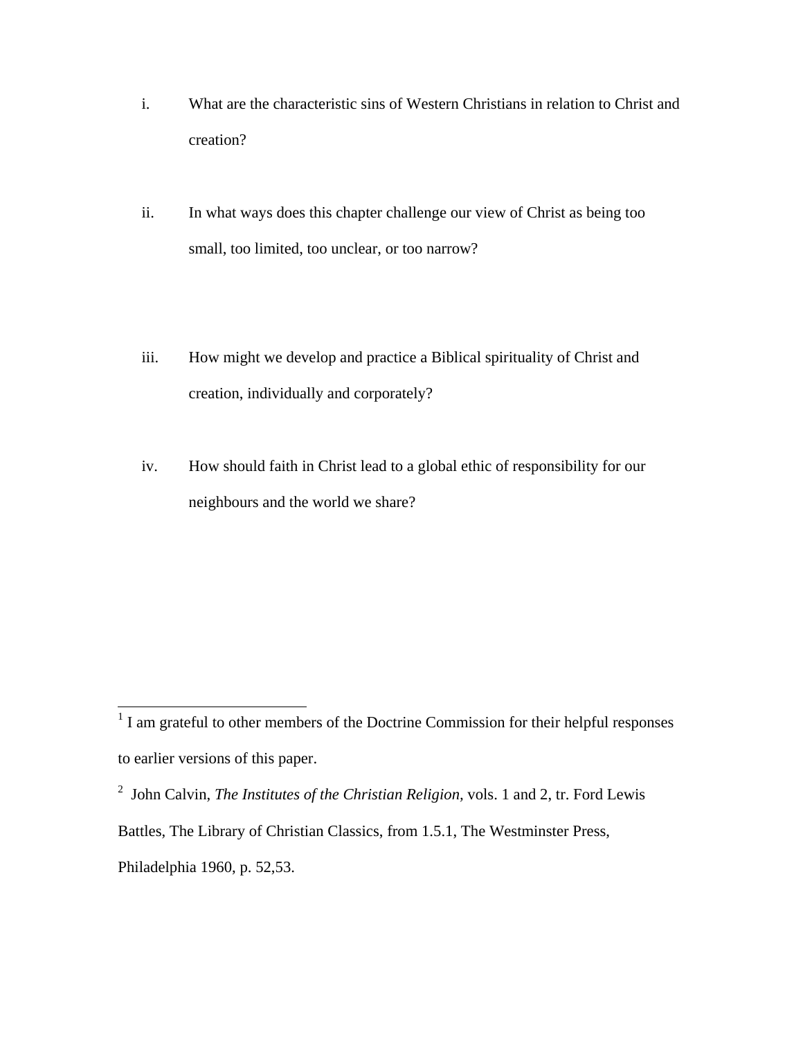i. What are the characteristic sins of Western Christians in relation to Christ and creation?

ii. In what ways does this chapter challenge our view of Christ as being too small, too limited, too unclear, or too narrow?

iii. How might we develop and practice a Biblical spirituality of Christ and creation, individually and corporately?

iv. How should faith in Christ lead to a global ethic of responsibility for our neighbours and the world we share?

---

[1] I am grateful to other members of the Doctrine Commission for their helpful responses to earlier versions of this paper.

[2] John Calvin, *The Institutes of the Christian Religion,* vols. 1 and 2, tr. Ford Lewis Battles, The Library of Christian Classics, from 1.5.1, The Westminster Press, Philadelphia 1960, p. 52,53.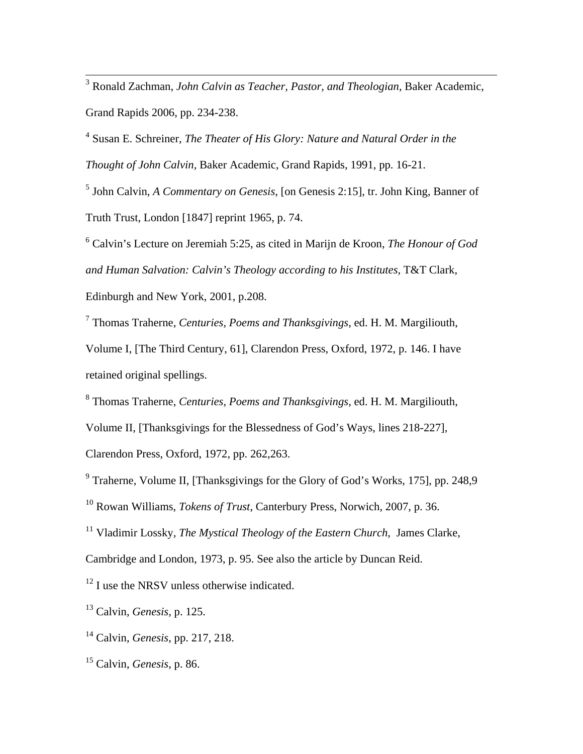[3] Ronald Zachman, *John Calvin as Teacher, Pastor, and Theologian*, Baker Academic, Grand Rapids 2006, pp. 234-238.

[4] Susan E. Schreiner, *The Theater of His Glory: Nature and Natural Order in the Thought of John Calvin,* Baker Academic, Grand Rapids, 1991, pp. 16-21.

[5] John Calvin, *A Commentary on Genesis*, [on Genesis 2:15], tr. John King, Banner of Truth Trust, London [1847] reprint 1965, p. 74.

[6] Calvin's Lecture on Jeremiah 5:25, as cited in Marijn de Kroon, *The Honour of God and Human Salvation: Calvin's Theology according to his Institutes*, T&T Clark, Edinburgh and New York, 2001, p.208.

[7] Thomas Traherne, *Centuries, Poems and Thanksgivings*, ed. H. M. Margiliouth, Volume I, [The Third Century, 61], Clarendon Press, Oxford, 1972, p. 146. I have retained original spellings.

[8] Thomas Traherne, *Centuries, Poems and Thanksgivings*, ed. H. M. Margiliouth, Volume II, [Thanksgivings for the Blessedness of God's Ways, lines 218-227], Clarendon Press, Oxford, 1972, pp. 262,263.

[9] Traherne, Volume II, [Thanksgivings for the Glory of God's Works, 175], pp. 248,9

[10] Rowan Williams, *Tokens of Trust*, Canterbury Press, Norwich, 2007, p. 36.

[11] Vladimir Lossky, *The Mystical Theology of the Eastern Church*, James Clarke, Cambridge and London, 1973, p. 95. See also the article by Duncan Reid.

[12] I use the NRSV unless otherwise indicated.

[13] Calvin, *Genesis*, p. 125.

[14] Calvin, *Genesis*, pp. 217, 218.

[15] Calvin, *Genesis*, p. 86.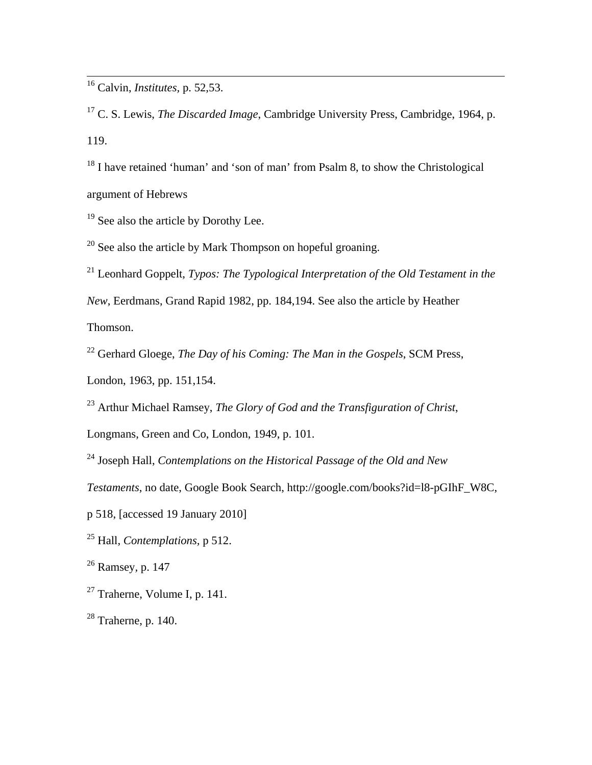[16] Calvin, *Institutes,* p. 52,53.

[17] C. S. Lewis, *The Discarded Image*, Cambridge University Press, Cambridge, 1964, p. 119.

[18] I have retained 'human' and 'son of man' from Psalm 8, to show the Christological argument of Hebrews

[19] See also the article by Dorothy Lee.

[20] See also the article by Mark Thompson on hopeful groaning.

[21] Leonhard Goppelt, *Typos: The Typological Interpretation of the Old Testament in the New*, Eerdmans, Grand Rapid 1982, pp. 184,194. See also the article by Heather Thomson.

[22] Gerhard Gloege, *The Day of his Coming: The Man in the Gospels*, SCM Press, London, 1963, pp. 151,154.

[23] Arthur Michael Ramsey, *The Glory of God and the Transfiguration of Christ*, Longmans, Green and Co, London, 1949, p. 101.

[24] Joseph Hall, *Contemplations on the Historical Passage of the Old and New Testaments*, no date, Google Book Search, http://google.com/books?id=l8-pGIhF_W8C, p 518, [accessed 19 January 2010]

[25] Hall, *Contemplations,* p 512.

[26] Ramsey, p. 147

[27] Traherne, Volume I, p. 141.

[28] Traherne, p. 140.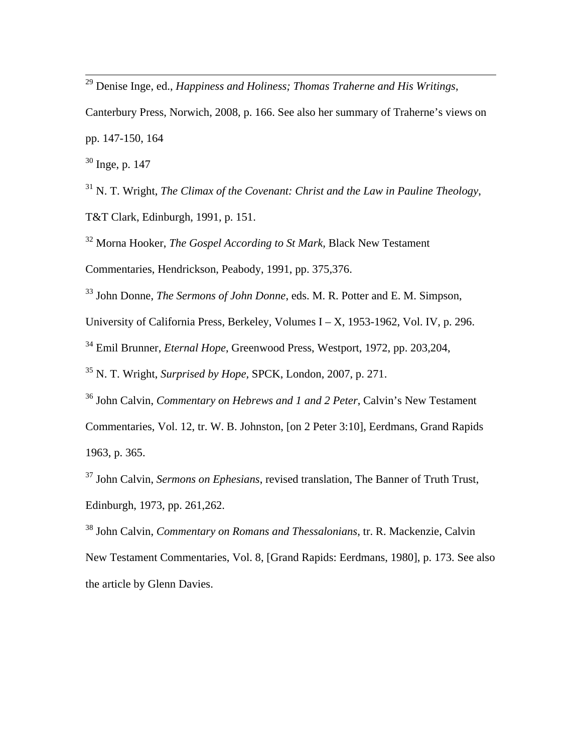[29] Denise Inge, ed., *Happiness and Holiness; Thomas Traherne and His Writings*, Canterbury Press, Norwich, 2008, p. 166. See also her summary of Traherne's views on pp. 147-150, 164

[30] Inge, p. 147

[31] N. T. Wright, *The Climax of the Covenant: Christ and the Law in Pauline Theology*, T&T Clark, Edinburgh, 1991, p. 151.

[32] Morna Hooker, *The Gospel According to St Mark*, Black New Testament Commentaries, Hendrickson, Peabody, 1991, pp. 375,376.

[33] John Donne, *The Sermons of John Donne*, eds. M. R. Potter and E. M. Simpson, University of California Press, Berkeley, Volumes I – X, 1953-1962, Vol. IV, p. 296.

[34] Emil Brunner, *Eternal Hope*, Greenwood Press, Westport, 1972, pp. 203,204,

[35] N. T. Wright, *Surprised by Hope*, SPCK, London, 2007, p. 271.

[36] John Calvin, *Commentary on Hebrews and 1 and 2 Peter*, Calvin's New Testament Commentaries, Vol. 12, tr. W. B. Johnston, [on 2 Peter 3:10], Eerdmans, Grand Rapids 1963, p. 365.

[37] John Calvin, *Sermons on Ephesians*, revised translation, The Banner of Truth Trust, Edinburgh, 1973, pp. 261,262.

[38] John Calvin, *Commentary on Romans and Thessalonians*, tr. R. Mackenzie, Calvin New Testament Commentaries, Vol. 8, [Grand Rapids: Eerdmans, 1980], p. 173. See also the article by Glenn Davies.